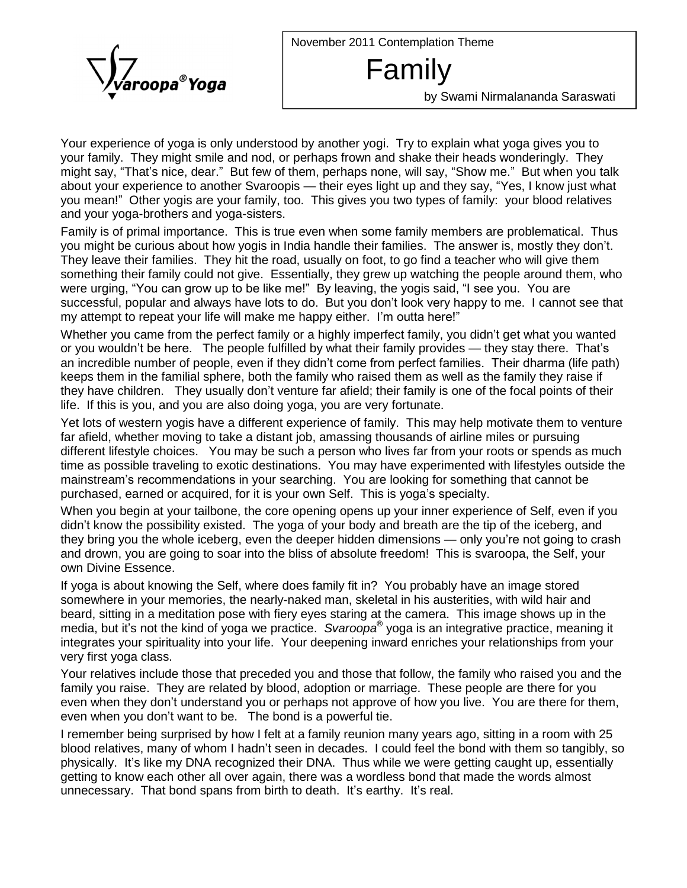Svaroopa® Yoga

November 2011 Contemplation Theme

# Family

by Swami Nirmalananda Saraswati

Your experience of yoga is only understood by another yogi. Try to explain what yoga gives you to your family. They might smile and nod, or perhaps frown and shake their heads wonderingly. They might say, "That's nice, dear." But few of them, perhaps none, will say, "Show me." But when you talk about your experience to another Svaroopis — their eyes light up and they say, "Yes, I know just what you mean!" Other yogis are your family, too. This gives you two types of family: your blood relatives and your yoga-brothers and yoga-sisters.

Family is of primal importance. This is true even when some family members are problematical. Thus you might be curious about how yogis in India handle their families. The answer is, mostly they don't. They leave their families. They hit the road, usually on foot, to go find a teacher who will give them something their family could not give. Essentially, they grew up watching the people around them, who were urging, "You can grow up to be like me!" By leaving, the yogis said, "I see you. You are successful, popular and always have lots to do. But you don't look very happy to me. I cannot see that my attempt to repeat your life will make me happy either. I'm outta here!"

Whether you came from the perfect family or a highly imperfect family, you didn't get what you wanted or you wouldn't be here. The people fulfilled by what their family provides — they stay there. That's an incredible number of people, even if they didn't come from perfect families. Their dharma (life path) keeps them in the familial sphere, both the family who raised them as well as the family they raise if they have children. They usually don't venture far afield; their family is one of the focal points of their life. If this is you, and you are also doing yoga, you are very fortunate.

Yet lots of western yogis have a different experience of family. This may help motivate them to venture far afield, whether moving to take a distant job, amassing thousands of airline miles or pursuing different lifestyle choices. You may be such a person who lives far from your roots or spends as much time as possible traveling to exotic destinations. You may have experimented with lifestyles outside the mainstream's recommendations in your searching. You are looking for something that cannot be purchased, earned or acquired, for it is your own Self. This is yoga's specialty.

When you begin at your tailbone, the core opening opens up your inner experience of Self, even if you didn't know the possibility existed. The yoga of your body and breath are the tip of the iceberg, and they bring you the whole iceberg, even the deeper hidden dimensions — only you're not going to crash and drown, you are going to soar into the bliss of absolute freedom! This is svaroopa, the Self, your own Divine Essence.

If yoga is about knowing the Self, where does family fit in? You probably have an image stored somewhere in your memories, the nearly-naked man, skeletal in his austerities, with wild hair and beard, sitting in a meditation pose with fiery eyes staring at the camera. This image shows up in the media, but it's not the kind of yoga we practice. *Svaroopa®* yoga is an integrative practice, meaning it integrates your spirituality into your life. Your deepening inward enriches your relationships from your very first yoga class.

Your relatives include those that preceded you and those that follow, the family who raised you and the family you raise. They are related by blood, adoption or marriage. These people are there for you even when they don't understand you or perhaps not approve of how you live. You are there for them, even when you don't want to be. The bond is a powerful tie.

I remember being surprised by how I felt at a family reunion many years ago, sitting in a room with 25 blood relatives, many of whom I hadn't seen in decades. I could feel the bond with them so tangibly, so physically. It's like my DNA recognized their DNA. Thus while we were getting caught up, essentially getting to know each other all over again, there was a wordless bond that made the words almost unnecessary. That bond spans from birth to death. It's earthy. It's real.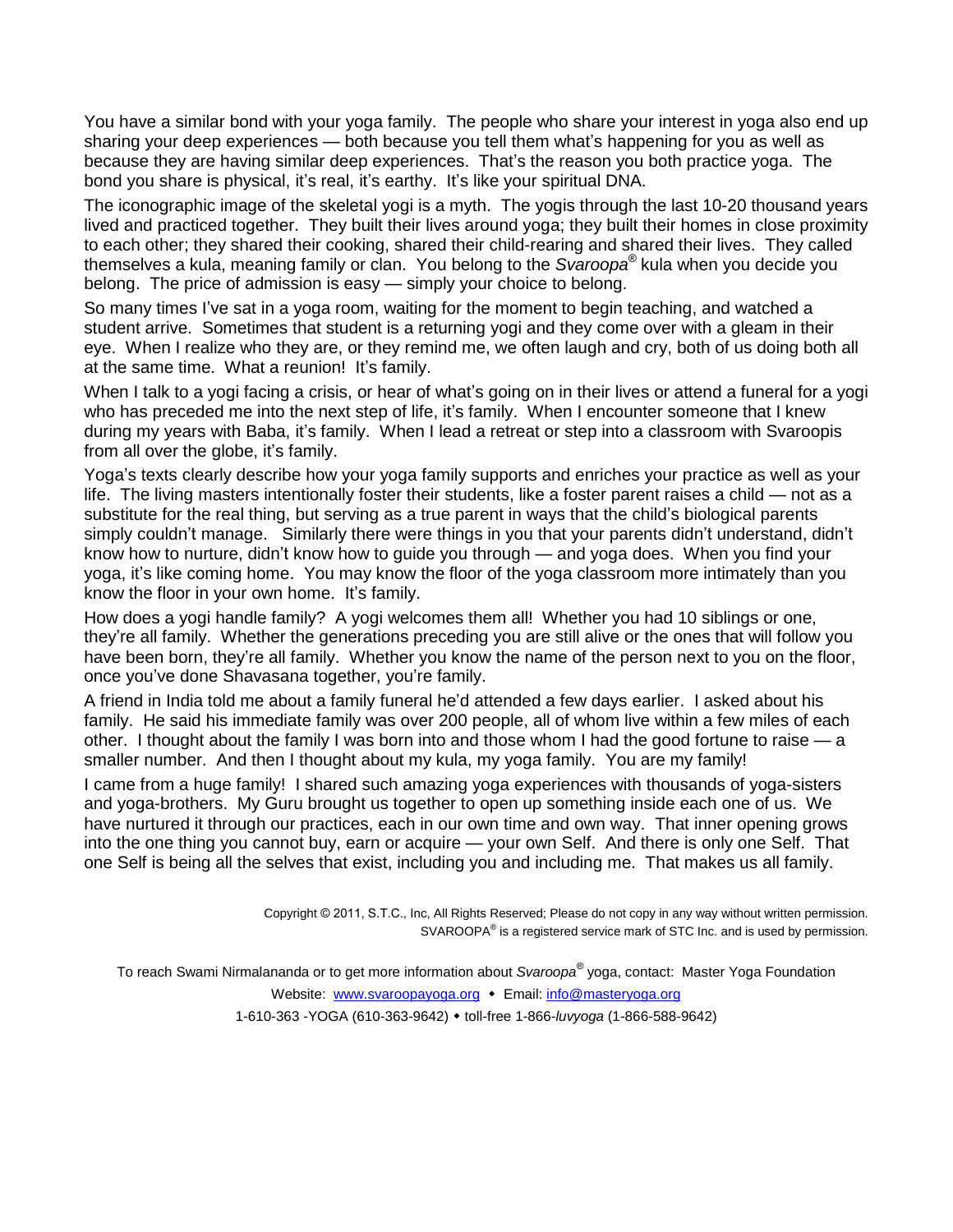You have a similar bond with your yoga family. The people who share your interest in yoga also end up sharing your deep experiences — both because you tell them what's happening for you as well as because they are having similar deep experiences. That's the reason you both practice yoga. The bond you share is physical, it's real, it's earthy. It's like your spiritual DNA.

The iconographic image of the skeletal yogi is a myth. The yogis through the last 10-20 thousand years lived and practiced together. They built their lives around yoga; they built their homes in close proximity to each other; they shared their cooking, shared their child-rearing and shared their lives. They called themselves a kula, meaning family or clan. You belong to the *Svaroopa*® kula when you decide you belong. The price of admission is easy — simply your choice to belong.

So many times I've sat in a yoga room, waiting for the moment to begin teaching, and watched a student arrive. Sometimes that student is a returning yogi and they come over with a gleam in their eye. When I realize who they are, or they remind me, we often laugh and cry, both of us doing both all at the same time. What a reunion! It's family.

When I talk to a yogi facing a crisis, or hear of what's going on in their lives or attend a funeral for a yogi who has preceded me into the next step of life, it's family. When I encounter someone that I knew during my years with Baba, it's family. When I lead a retreat or step into a classroom with Svaroopis from all over the globe, it's family.

Yoga's texts clearly describe how your yoga family supports and enriches your practice as well as your life. The living masters intentionally foster their students, like a foster parent raises a child — not as a substitute for the real thing, but serving as a true parent in ways that the child's biological parents simply couldn't manage. Similarly there were things in you that your parents didn't understand, didn't know how to nurture, didn't know how to guide you through — and yoga does. When you find your yoga, it's like coming home. You may know the floor of the yoga classroom more intimately than you know the floor in your own home. It's family.

How does a yogi handle family? A yogi welcomes them all! Whether you had 10 siblings or one, they're all family. Whether the generations preceding you are still alive or the ones that will follow you have been born, they're all family. Whether you know the name of the person next to you on the floor, once you've done Shavasana together, you're family.

A friend in India told me about a family funeral he'd attended a few days earlier. I asked about his family. He said his immediate family was over 200 people, all of whom live within a few miles of each other. I thought about the family I was born into and those whom I had the good fortune to raise — a smaller number. And then I thought about my kula, my yoga family. You are my family!

I came from a huge family! I shared such amazing yoga experiences with thousands of yoga-sisters and yoga-brothers. My Guru brought us together to open up something inside each one of us. We have nurtured it through our practices, each in our own time and own way. That inner opening grows into the one thing you cannot buy, earn or acquire — your own Self. And there is only one Self. That one Self is being all the selves that exist, including you and including me. That makes us all family.

Copyright © 2011, S.T.C., Inc, All Rights Reserved; Please do not copy in any way without written permission.
SVAROOPA® is a registered service mark of STC Inc. and is used by permission.

To reach Swami Nirmalananda or to get more information about *Svaroopa*® yoga, contact: Master Yoga Foundation
Website: www.svaroopayoga.org • Email: info@masteryoga.org
1-610-363 -YOGA (610-363-9642) • toll-free 1-866-*luvyoga* (1-866-588-9642)